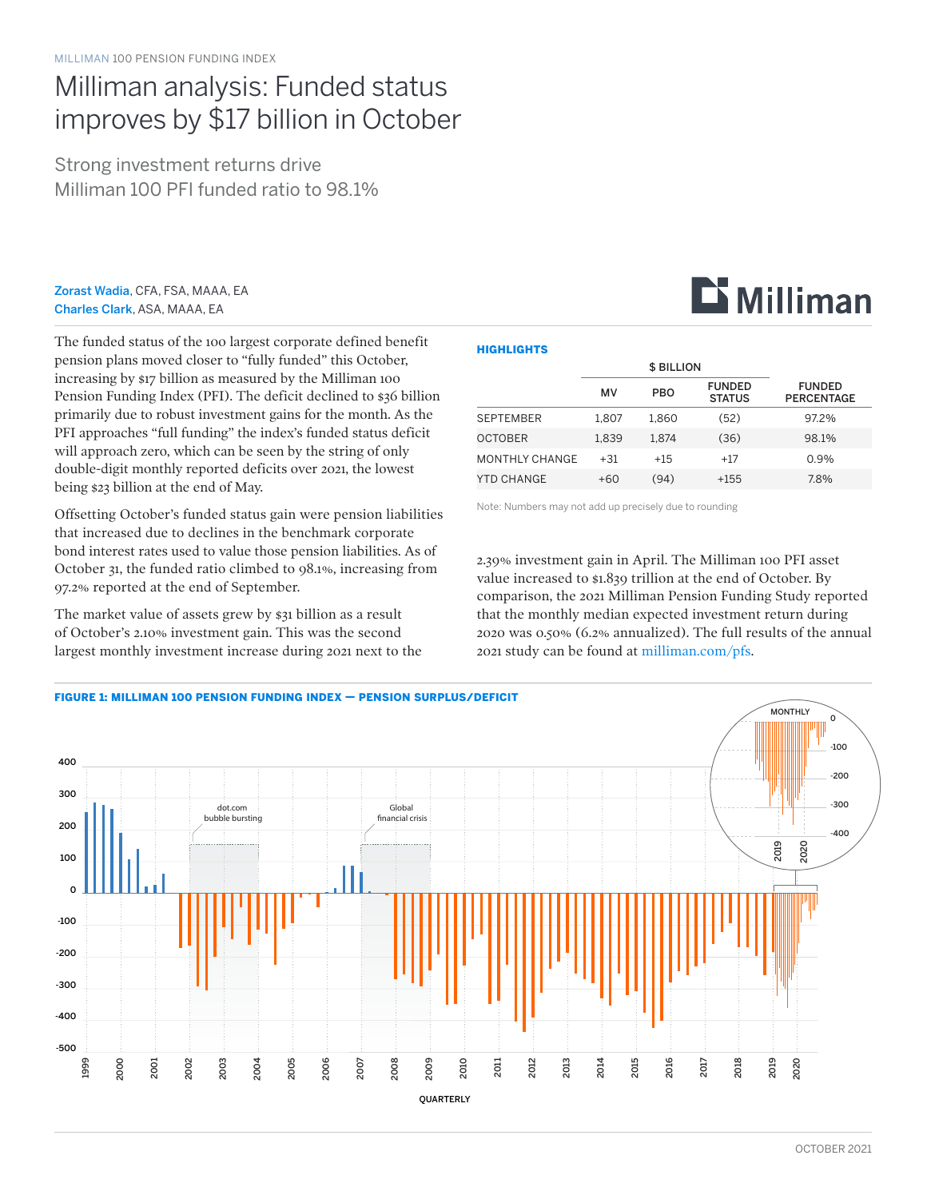MILLIMAN 100 PENSION FUNDING INDEX

# Milliman analysis: Funded status improves by $17 billion in October

## Strong investment returns drive Milliman 100 PFI funded ratio to 98.1%

**Zorast Wadia**, CFA, FSA, MAAA, EA
**Charles Clark**, ASA, MAAA, EA

The funded status of the 100 largest corporate defined benefit pension plans moved closer to "fully funded" this October, increasing by $17 billion as measured by the Milliman 100 Pension Funding Index (PFI). The deficit declined to $36 billion primarily due to robust investment gains for the month. As the PFI approaches "full funding" the index's funded status deficit will approach zero, which can be seen by the string of only double-digit monthly reported deficits over 2021, the lowest being $23 billion at the end of May.

Offsetting October's funded status gain were pension liabilities that increased due to declines in the benchmark corporate bond interest rates used to value those pension liabilities. As of October 31, the funded ratio climbed to 98.1%, increasing from 97.2% reported at the end of September.

The market value of assets grew by $31 billion as a result of October's 2.10% investment gain. This was the second largest monthly investment increase during 2021 next to the 2.39% investment gain in April. The Milliman 100 PFI asset value increased to $1.839 trillion at the end of October. By comparison, the 2021 Milliman Pension Funding Study reported that the monthly median expected investment return during 2020 was 0.50% (6.2% annualized). The full results of the annual 2021 study can be found at milliman.com/pfs.

### HIGHLIGHTS

| | $ BILLION | | | |
|---|---|---|---|---|
| | MV | PBO | FUNDED STATUS | FUNDED PERCENTAGE |
| SEPTEMBER | 1,807 | 1,860 | (52) | 97.2% |
| OCTOBER | 1,839 | 1,874 | (36) | 98.1% |
| MONTHLY CHANGE | +31 | +15 | +17 | 0.9% |
| YTD CHANGE | +60 | (94) | +155 | 7.8% |

Note: Numbers may not add up precisely due to rounding

**FIGURE 1: MILLIMAN 100 PENSION FUNDING INDEX — PENSION SURPLUS/DEFICIT**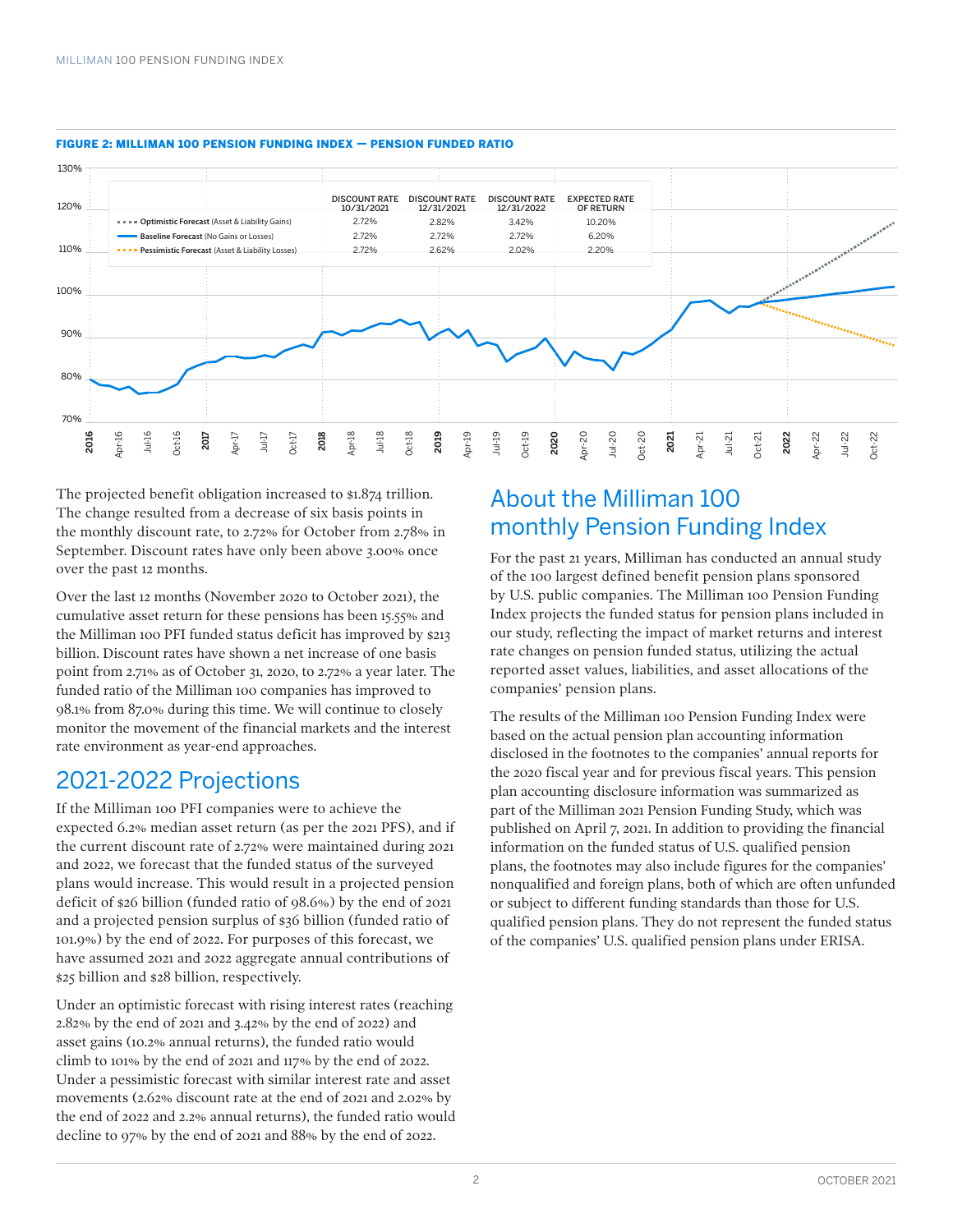**FIGURE 2: MILLIMAN 100 PENSION FUNDING INDEX — PENSION FUNDED RATIO**

| | DISCOUNT RATE 10/31/2021 | DISCOUNT RATE 12/31/2021 | DISCOUNT RATE 12/31/2022 | EXPECTED RATE OF RETURN |
|---|---|---|---|---|
| **Optimistic Forecast** (Asset & Liability Gains) | 2.72% | 2.82% | 3.42% | 10.20% |
| **Baseline Forecast** (No Gains or Losses) | 2.72% | 2.72% | 2.72% | 6.20% |
| **Pessimistic Forecast** (Asset & Liability Losses) | 2.72% | 2.62% | 2.02% | 2.20% |

The projected benefit obligation increased to $1.874 trillion. The change resulted from a decrease of six basis points in the monthly discount rate, to 2.72% for October from 2.78% in September. Discount rates have only been above 3.00% once over the past 12 months.

Over the last 12 months (November 2020 to October 2021), the cumulative asset return for these pensions has been 15.55% and the Milliman 100 PFI funded status deficit has improved by $213 billion. Discount rates have shown a net increase of one basis point from 2.71% as of October 31, 2020, to 2.72% a year later. The funded ratio of the Milliman 100 companies has improved to 98.1% from 87.0% during this time. We will continue to closely monitor the movement of the financial markets and the interest rate environment as year-end approaches.

## 2021-2022 Projections

If the Milliman 100 PFI companies were to achieve the expected 6.2% median asset return (as per the 2021 PFS), and if the current discount rate of 2.72% were maintained during 2021 and 2022, we forecast that the funded status of the surveyed plans would increase. This would result in a projected pension deficit of $26 billion (funded ratio of 98.6%) by the end of 2021 and a projected pension surplus of $36 billion (funded ratio of 101.9%) by the end of 2022. For purposes of this forecast, we have assumed 2021 and 2022 aggregate annual contributions of $25 billion and $28 billion, respectively.

Under an optimistic forecast with rising interest rates (reaching 2.82% by the end of 2021 and 3.42% by the end of 2022) and asset gains (10.2% annual returns), the funded ratio would climb to 101% by the end of 2021 and 117% by the end of 2022. Under a pessimistic forecast with similar interest rate and asset movements (2.62% discount rate at the end of 2021 and 2.02% by the end of 2022 and 2.2% annual returns), the funded ratio would decline to 97% by the end of 2021 and 88% by the end of 2022.

## About the Milliman 100 monthly Pension Funding Index

For the past 21 years, Milliman has conducted an annual study of the 100 largest defined benefit pension plans sponsored by U.S. public companies. The Milliman 100 Pension Funding Index projects the funded status for pension plans included in our study, reflecting the impact of market returns and interest rate changes on pension funded status, utilizing the actual reported asset values, liabilities, and asset allocations of the companies' pension plans.

The results of the Milliman 100 Pension Funding Index were based on the actual pension plan accounting information disclosed in the footnotes to the companies' annual reports for the 2020 fiscal year and for previous fiscal years. This pension plan accounting disclosure information was summarized as part of the Milliman 2021 Pension Funding Study, which was published on April 7, 2021. In addition to providing the financial information on the funded status of U.S. qualified pension plans, the footnotes may also include figures for the companies' nonqualified and foreign plans, both of which are often unfunded or subject to different funding standards than those for U.S. qualified pension plans. They do not represent the funded status of the companies' U.S. qualified pension plans under ERISA.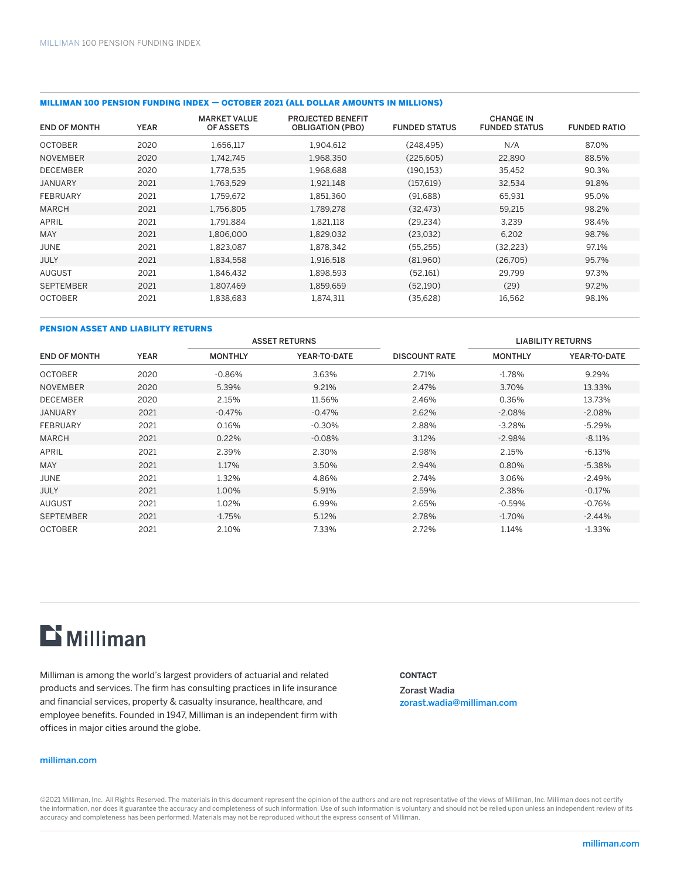### MILLIMAN 100 PENSION FUNDING INDEX — OCTOBER 2021 (ALL DOLLAR AMOUNTS IN MILLIONS)

| END OF MONTH | YEAR | MARKET VALUE OF ASSETS | PROJECTED BENEFIT OBLIGATION (PBO) | FUNDED STATUS | CHANGE IN FUNDED STATUS | FUNDED RATIO |
|---|---|---|---|---|---|---|
| OCTOBER | 2020 | 1,656,117 | 1,904,612 | (248,495) | N/A | 87.0% |
| NOVEMBER | 2020 | 1,742,745 | 1,968,350 | (225,605) | 22,890 | 88.5% |
| DECEMBER | 2020 | 1,778,535 | 1,968,688 | (190,153) | 35,452 | 90.3% |
| JANUARY | 2021 | 1,763,529 | 1,921,148 | (157,619) | 32,534 | 91.8% |
| FEBRUARY | 2021 | 1,759,672 | 1,851,360 | (91,688) | 65,931 | 95.0% |
| MARCH | 2021 | 1,756,805 | 1,789,278 | (32,473) | 59,215 | 98.2% |
| APRIL | 2021 | 1,791,884 | 1,821,118 | (29,234) | 3,239 | 98.4% |
| MAY | 2021 | 1,806,000 | 1,829,032 | (23,032) | 6,202 | 98.7% |
| JUNE | 2021 | 1,823,087 | 1,878,342 | (55,255) | (32,223) | 97.1% |
| JULY | 2021 | 1,834,558 | 1,916,518 | (81,960) | (26,705) | 95.7% |
| AUGUST | 2021 | 1,846,432 | 1,898,593 | (52,161) | 29,799 | 97.3% |
| SEPTEMBER | 2021 | 1,807,469 | 1,859,659 | (52,190) | (29) | 97.2% |
| OCTOBER | 2021 | 1,838,683 | 1,874,311 | (35,628) | 16,562 | 98.1% |

### PENSION ASSET AND LIABILITY RETURNS

| | | ASSET RETURNS | | | LIABILITY RETURNS | |
|---|---|---|---|---|---|---|
| END OF MONTH | YEAR | MONTHLY | YEAR-TO-DATE | DISCOUNT RATE | MONTHLY | YEAR-TO-DATE |
| OCTOBER | 2020 | -0.86% | 3.63% | 2.71% | -1.78% | 9.29% |
| NOVEMBER | 2020 | 5.39% | 9.21% | 2.47% | 3.70% | 13.33% |
| DECEMBER | 2020 | 2.15% | 11.56% | 2.46% | 0.36% | 13.73% |
| JANUARY | 2021 | -0.47% | -0.47% | 2.62% | -2.08% | -2.08% |
| FEBRUARY | 2021 | 0.16% | -0.30% | 2.88% | -3.28% | -5.29% |
| MARCH | 2021 | 0.22% | -0.08% | 3.12% | -2.98% | -8.11% |
| APRIL | 2021 | 2.39% | 2.30% | 2.98% | 2.15% | -6.13% |
| MAY | 2021 | 1.17% | 3.50% | 2.94% | 0.80% | -5.38% |
| JUNE | 2021 | 1.32% | 4.86% | 2.74% | 3.06% | -2.49% |
| JULY | 2021 | 1.00% | 5.91% | 2.59% | 2.38% | -0.17% |
| AUGUST | 2021 | 1.02% | 6.99% | 2.65% | -0.59% | -0.76% |
| SEPTEMBER | 2021 | -1.75% | 5.12% | 2.78% | -1.70% | -2.44% |
| OCTOBER | 2021 | 2.10% | 7.33% | 2.72% | 1.14% | -1.33% |

Milliman

Milliman is among the world's largest providers of actuarial and related products and services. The firm has consulting practices in life insurance and financial services, property & casualty insurance, healthcare, and employee benefits. Founded in 1947, Milliman is an independent firm with offices in major cities around the globe.

milliman.com

**CONTACT**

Zorast Wadia
zorast.wadia@milliman.com

©2021 Milliman, Inc. All Rights Reserved. The materials in this document represent the opinion of the authors and are not representative of the views of Milliman, Inc. Milliman does not certify the information, nor does it guarantee the accuracy and completeness of such information. Use of such information is voluntary and should not be relied upon unless an independent review of its accuracy and completeness has been performed. Materials may not be reproduced without the express consent of Milliman.